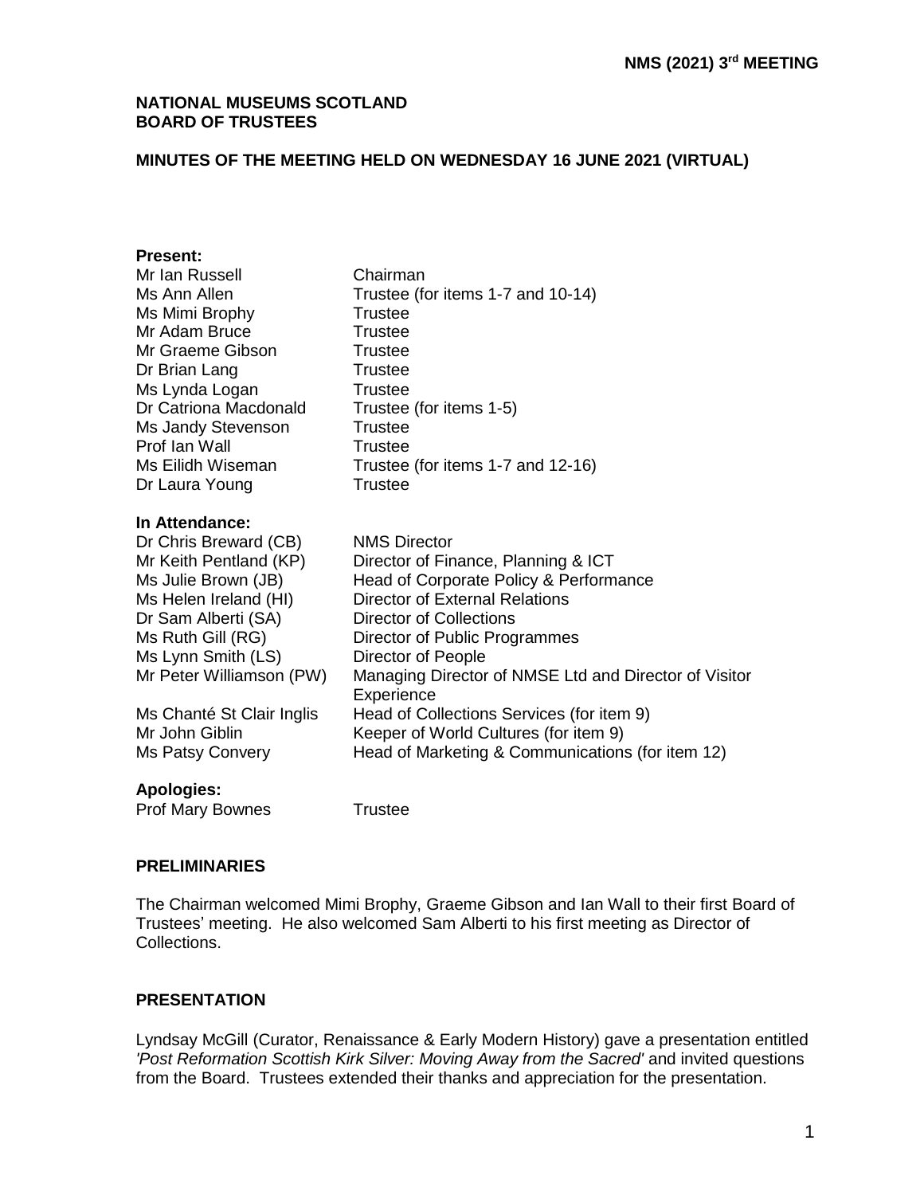**NMS (2021) 3rd MEETING**

# NATIONAL MUSEUMS SCOTLAND
# BOARD OF TRUSTEES

## MINUTES OF THE MEETING HELD ON WEDNESDAY 16 JUNE 2021 (VIRTUAL)

**Present:**

| | |
|---|---|
| Mr Ian Russell | Chairman |
| Ms Ann Allen | Trustee (for items 1-7 and 10-14) |
| Ms Mimi Brophy | Trustee |
| Mr Adam Bruce | Trustee |
| Mr Graeme Gibson | Trustee |
| Dr Brian Lang | Trustee |
| Ms Lynda Logan | Trustee |
| Dr Catriona Macdonald | Trustee (for items 1-5) |
| Ms Jandy Stevenson | Trustee |
| Prof Ian Wall | Trustee |
| Ms Eilidh Wiseman | Trustee (for items 1-7 and 12-16) |
| Dr Laura Young | Trustee |

**In Attendance:**

| | |
|---|---|
| Dr Chris Breward (CB) | NMS Director |
| Mr Keith Pentland (KP) | Director of Finance, Planning & ICT |
| Ms Julie Brown (JB) | Head of Corporate Policy & Performance |
| Ms Helen Ireland (HI) | Director of External Relations |
| Dr Sam Alberti (SA) | Director of Collections |
| Ms Ruth Gill (RG) | Director of Public Programmes |
| Ms Lynn Smith (LS) | Director of People |
| Mr Peter Williamson (PW) | Managing Director of NMSE Ltd and Director of Visitor Experience |
| Ms Chanté St Clair Inglis | Head of Collections Services (for item 9) |
| Mr John Giblin | Keeper of World Cultures (for item 9) |
| Ms Patsy Convery | Head of Marketing & Communications (for item 12) |

**Apologies:**

| | |
|---|---|
| Prof Mary Bownes | Trustee |

### PRELIMINARIES

The Chairman welcomed Mimi Brophy, Graeme Gibson and Ian Wall to their first Board of Trustees' meeting. He also welcomed Sam Alberti to his first meeting as Director of Collections.

### PRESENTATION

Lyndsay McGill (Curator, Renaissance & Early Modern History) gave a presentation entitled *'Post Reformation Scottish Kirk Silver: Moving Away from the Sacred'* and invited questions from the Board. Trustees extended their thanks and appreciation for the presentation.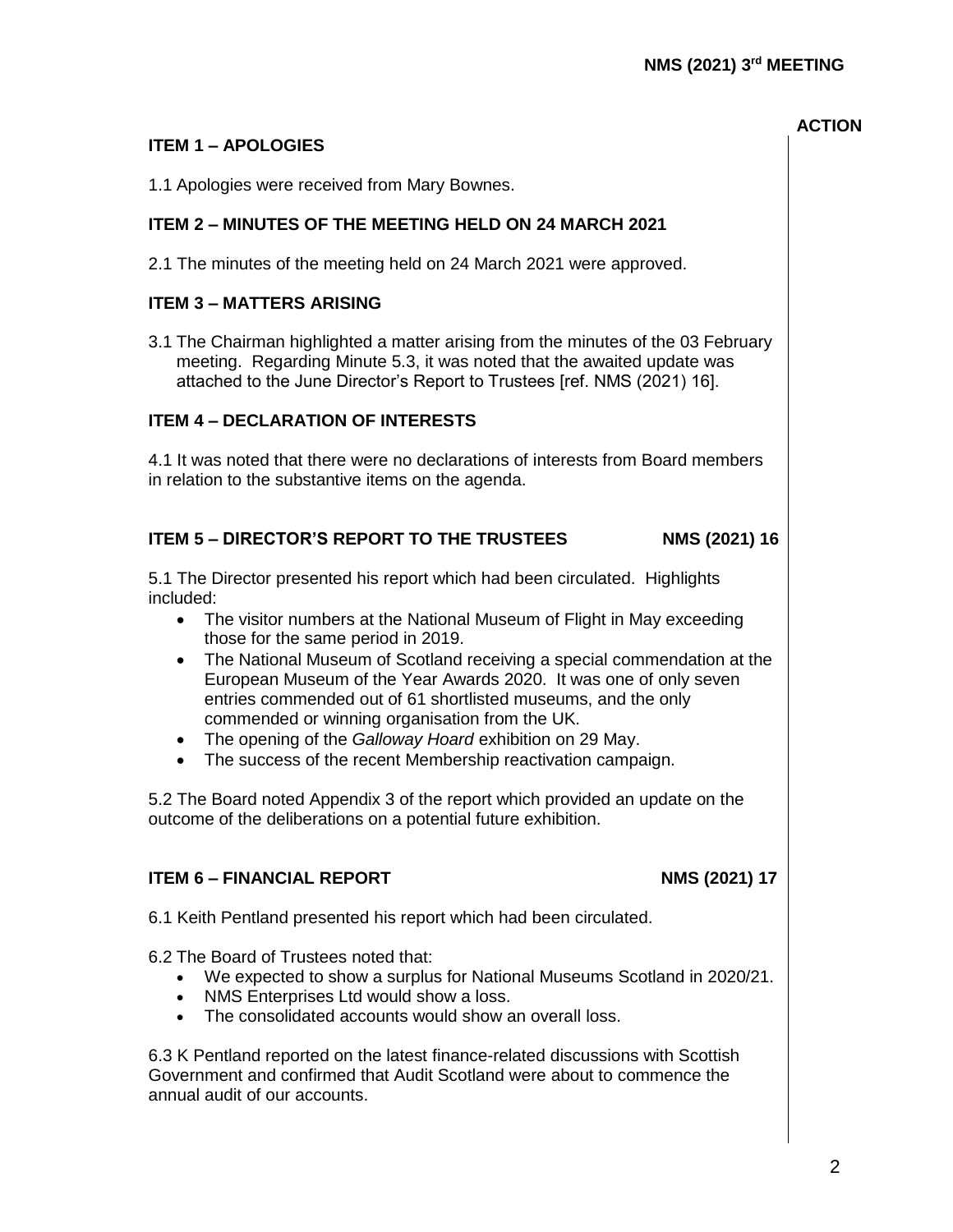**ACTION**

## ITEM 1 – APOLOGIES

1.1 Apologies were received from Mary Bownes.

## ITEM 2 – MINUTES OF THE MEETING HELD ON 24 MARCH 2021

2.1 The minutes of the meeting held on 24 March 2021 were approved.

## ITEM 3 – MATTERS ARISING

3.1 The Chairman highlighted a matter arising from the minutes of the 03 February meeting. Regarding Minute 5.3, it was noted that the awaited update was attached to the June Director's Report to Trustees [ref. NMS (2021) 16].

## ITEM 4 – DECLARATION OF INTERESTS

4.1 It was noted that there were no declarations of interests from Board members in relation to the substantive items on the agenda.

## ITEM 5 – DIRECTOR'S REPORT TO THE TRUSTEES NMS (2021) 16

5.1 The Director presented his report which had been circulated. Highlights included:

- The visitor numbers at the National Museum of Flight in May exceeding those for the same period in 2019.
- The National Museum of Scotland receiving a special commendation at the European Museum of the Year Awards 2020. It was one of only seven entries commended out of 61 shortlisted museums, and the only commended or winning organisation from the UK.
- The opening of the *Galloway Hoard* exhibition on 29 May.
- The success of the recent Membership reactivation campaign.

5.2 The Board noted Appendix 3 of the report which provided an update on the outcome of the deliberations on a potential future exhibition.

## ITEM 6 – FINANCIAL REPORT NMS (2021) 17

6.1 Keith Pentland presented his report which had been circulated.

6.2 The Board of Trustees noted that:

- We expected to show a surplus for National Museums Scotland in 2020/21.
- NMS Enterprises Ltd would show a loss.
- The consolidated accounts would show an overall loss.

6.3 K Pentland reported on the latest finance-related discussions with Scottish Government and confirmed that Audit Scotland were about to commence the annual audit of our accounts.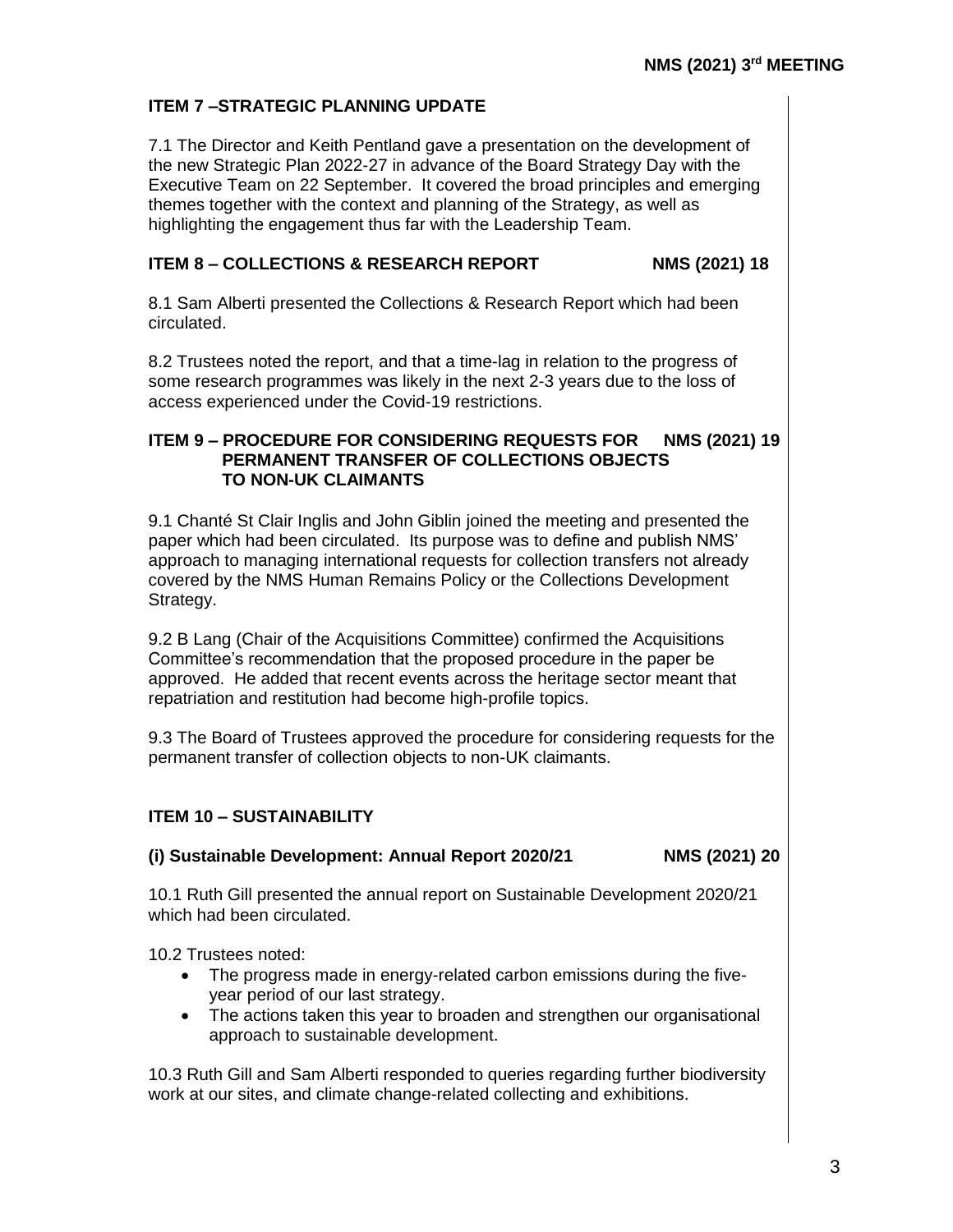## ITEM 7 – STRATEGIC PLANNING UPDATE

7.1 The Director and Keith Pentland gave a presentation on the development of the new Strategic Plan 2022-27 in advance of the Board Strategy Day with the Executive Team on 22 September. It covered the broad principles and emerging themes together with the context and planning of the Strategy, as well as highlighting the engagement thus far with the Leadership Team.

## ITEM 8 – COLLECTIONS & RESEARCH REPORT — NMS (2021) 18

8.1 Sam Alberti presented the Collections & Research Report which had been circulated.

8.2 Trustees noted the report, and that a time-lag in relation to the progress of some research programmes was likely in the next 2-3 years due to the loss of access experienced under the Covid-19 restrictions.

## ITEM 9 – PROCEDURE FOR CONSIDERING REQUESTS FOR PERMANENT TRANSFER OF COLLECTIONS OBJECTS TO NON-UK CLAIMANTS — NMS (2021) 19

9.1 Chanté St Clair Inglis and John Giblin joined the meeting and presented the paper which had been circulated. Its purpose was to define and publish NMS' approach to managing international requests for collection transfers not already covered by the NMS Human Remains Policy or the Collections Development Strategy.

9.2 B Lang (Chair of the Acquisitions Committee) confirmed the Acquisitions Committee's recommendation that the proposed procedure in the paper be approved. He added that recent events across the heritage sector meant that repatriation and restitution had become high-profile topics.

9.3 The Board of Trustees approved the procedure for considering requests for the permanent transfer of collection objects to non-UK claimants.

## ITEM 10 – SUSTAINABILITY

### (i) Sustainable Development: Annual Report 2020/21 — NMS (2021) 20

10.1 Ruth Gill presented the annual report on Sustainable Development 2020/21 which had been circulated.

10.2 Trustees noted:

- The progress made in energy-related carbon emissions during the five-year period of our last strategy.
- The actions taken this year to broaden and strengthen our organisational approach to sustainable development.

10.3 Ruth Gill and Sam Alberti responded to queries regarding further biodiversity work at our sites, and climate change-related collecting and exhibitions.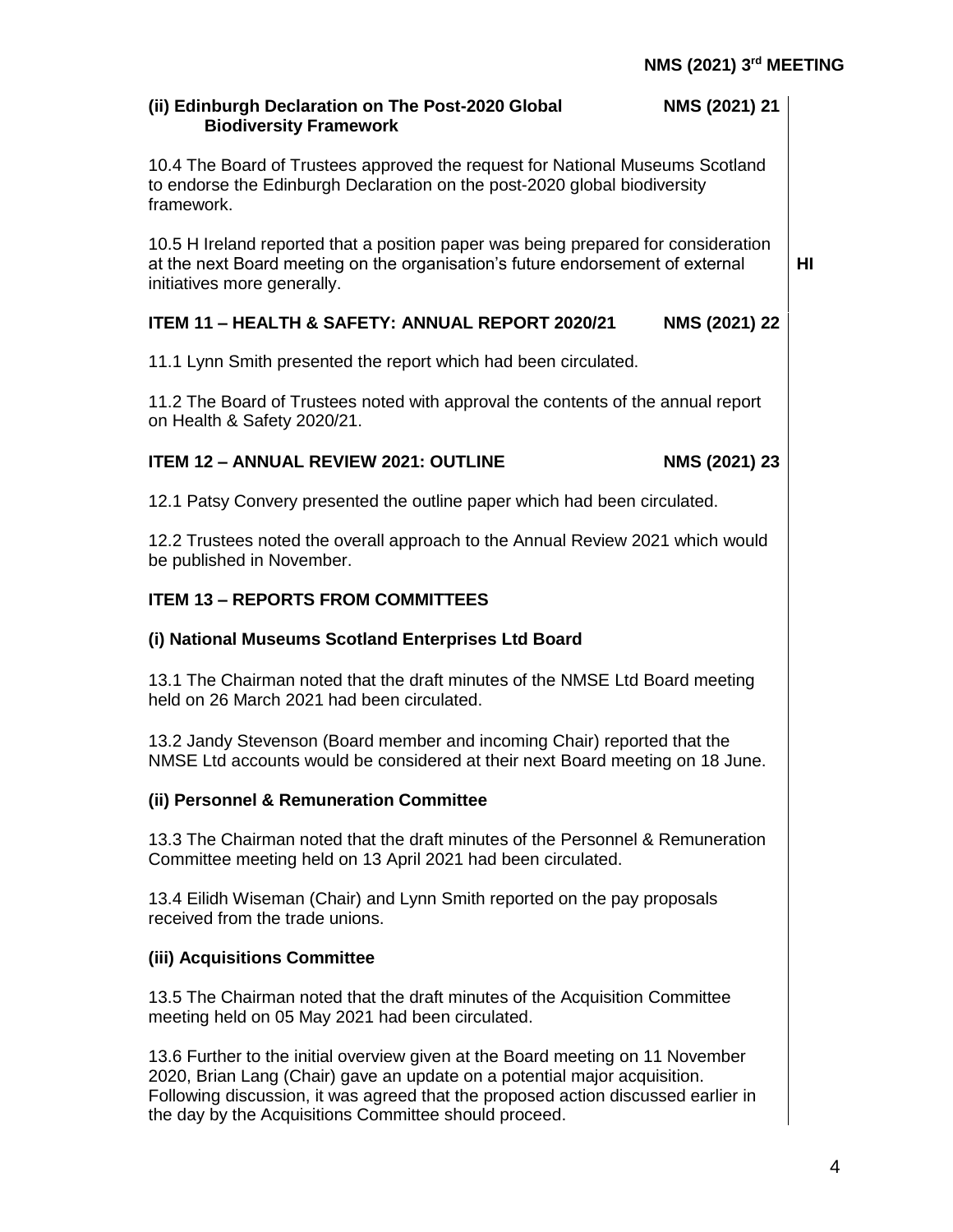### (ii) Edinburgh Declaration on The Post-2020 Global Biodiversity Framework — NMS (2021) 21

10.4 The Board of Trustees approved the request for National Museums Scotland to endorse the Edinburgh Declaration on the post-2020 global biodiversity framework.

10.5 H Ireland reported that a position paper was being prepared for consideration at the next Board meeting on the organisation's future endorsement of external initiatives more generally. **HI**

## ITEM 11 – HEALTH & SAFETY: ANNUAL REPORT 2020/21 — NMS (2021) 22

11.1 Lynn Smith presented the report which had been circulated.

11.2 The Board of Trustees noted with approval the contents of the annual report on Health & Safety 2020/21.

## ITEM 12 – ANNUAL REVIEW 2021: OUTLINE — NMS (2021) 23

12.1 Patsy Convery presented the outline paper which had been circulated.

12.2 Trustees noted the overall approach to the Annual Review 2021 which would be published in November.

## ITEM 13 – REPORTS FROM COMMITTEES

### (i) National Museums Scotland Enterprises Ltd Board

13.1 The Chairman noted that the draft minutes of the NMSE Ltd Board meeting held on 26 March 2021 had been circulated.

13.2 Jandy Stevenson (Board member and incoming Chair) reported that the NMSE Ltd accounts would be considered at their next Board meeting on 18 June.

### (ii) Personnel & Remuneration Committee

13.3 The Chairman noted that the draft minutes of the Personnel & Remuneration Committee meeting held on 13 April 2021 had been circulated.

13.4 Eilidh Wiseman (Chair) and Lynn Smith reported on the pay proposals received from the trade unions.

### (iii) Acquisitions Committee

13.5 The Chairman noted that the draft minutes of the Acquisition Committee meeting held on 05 May 2021 had been circulated.

13.6 Further to the initial overview given at the Board meeting on 11 November 2020, Brian Lang (Chair) gave an update on a potential major acquisition. Following discussion, it was agreed that the proposed action discussed earlier in the day by the Acquisitions Committee should proceed.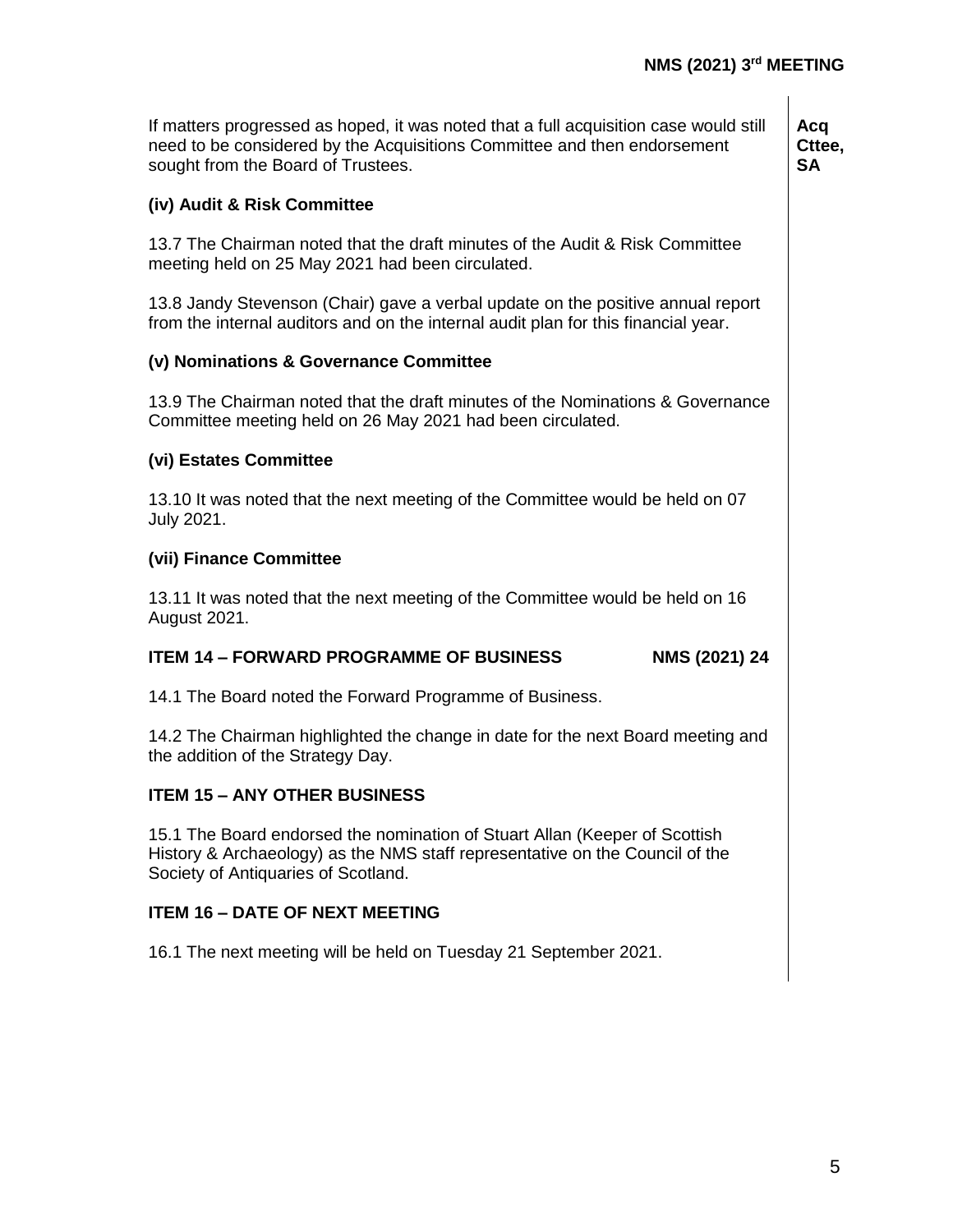If matters progressed as hoped, it was noted that a full acquisition case would still need to be considered by the Acquisitions Committee and then endorsement sought from the Board of Trustees. **Acq Cttee, SA**

### (iv) Audit & Risk Committee

13.7 The Chairman noted that the draft minutes of the Audit & Risk Committee meeting held on 25 May 2021 had been circulated.

13.8 Jandy Stevenson (Chair) gave a verbal update on the positive annual report from the internal auditors and on the internal audit plan for this financial year.

### (v) Nominations & Governance Committee

13.9 The Chairman noted that the draft minutes of the Nominations & Governance Committee meeting held on 26 May 2021 had been circulated.

### (vi) Estates Committee

13.10 It was noted that the next meeting of the Committee would be held on 07 July 2021.

### (vii) Finance Committee

13.11 It was noted that the next meeting of the Committee would be held on 16 August 2021.

## ITEM 14 – FORWARD PROGRAMME OF BUSINESS NMS (2021) 24

14.1 The Board noted the Forward Programme of Business.

14.2 The Chairman highlighted the change in date for the next Board meeting and the addition of the Strategy Day.

## ITEM 15 – ANY OTHER BUSINESS

15.1 The Board endorsed the nomination of Stuart Allan (Keeper of Scottish History & Archaeology) as the NMS staff representative on the Council of the Society of Antiquaries of Scotland.

## ITEM 16 – DATE OF NEXT MEETING

16.1 The next meeting will be held on Tuesday 21 September 2021.